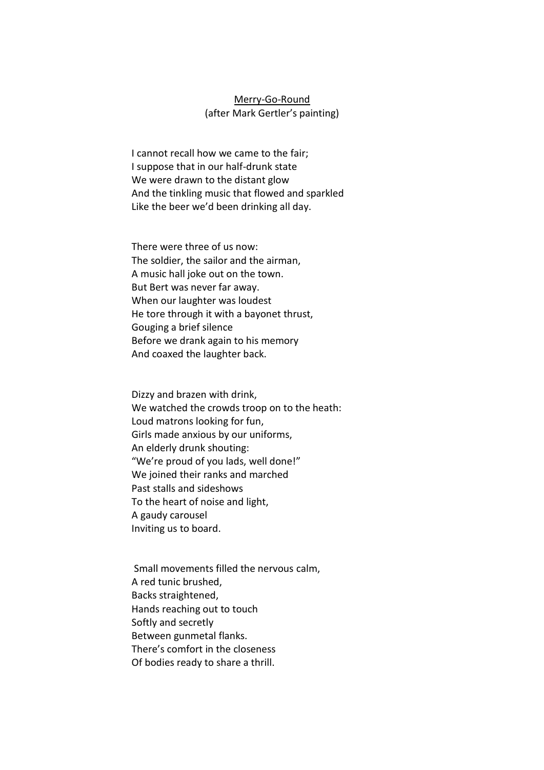<u>Merry-Go-Round</u>

(after Mark Gertler's painting)

I cannot recall how we came to the fair;  
I suppose that in our half-drunk state  
We were drawn to the distant glow  
And the tinkling music that flowed and sparkled  
Like the beer we'd been drinking all day.

There were three of us now:  
The soldier, the sailor and the airman,  
A music hall joke out on the town.  
But Bert was never far away.  
When our laughter was loudest  
He tore through it with a bayonet thrust,  
Gouging a brief silence  
Before we drank again to his memory  
And coaxed the laughter back.

Dizzy and brazen with drink,  
We watched the crowds troop on to the heath:  
Loud matrons looking for fun,  
Girls made anxious by our uniforms,  
An elderly drunk shouting:  
"We're proud of you lads, well done!"  
We joined their ranks and marched  
Past stalls and sideshows  
To the heart of noise and light,  
A gaudy carousel  
Inviting us to board.

Small movements filled the nervous calm,  
A red tunic brushed,  
Backs straightened,  
Hands reaching out to touch  
Softly and secretly  
Between gunmetal flanks.  
There's comfort in the closeness  
Of bodies ready to share a thrill.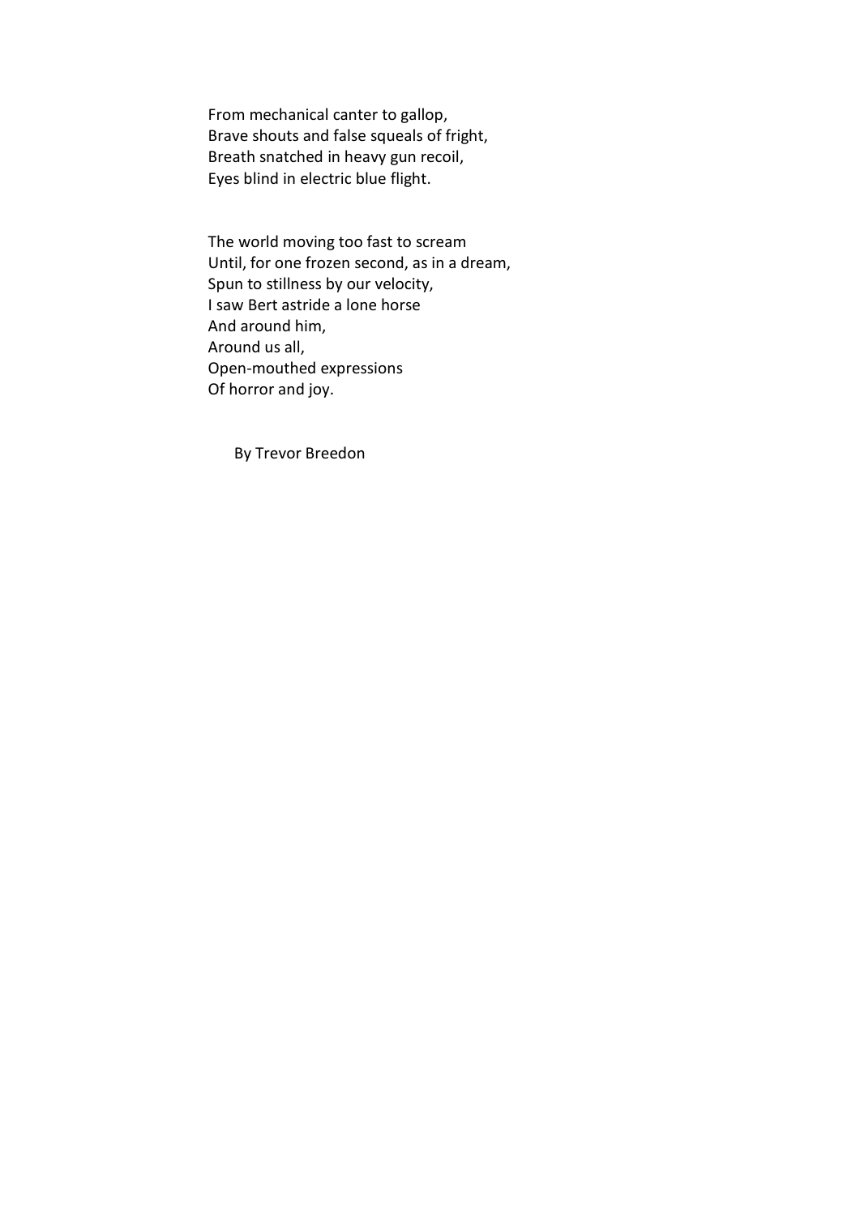From mechanical canter to gallop,  
Brave shouts and false squeals of fright,  
Breath snatched in heavy gun recoil,  
Eyes blind in electric blue flight.

The world moving too fast to scream  
Until, for one frozen second, as in a dream,  
Spun to stillness by our velocity,  
I saw Bert astride a lone horse  
And around him,  
Around us all,  
Open-mouthed expressions  
Of horror and joy.

By Trevor Breedon